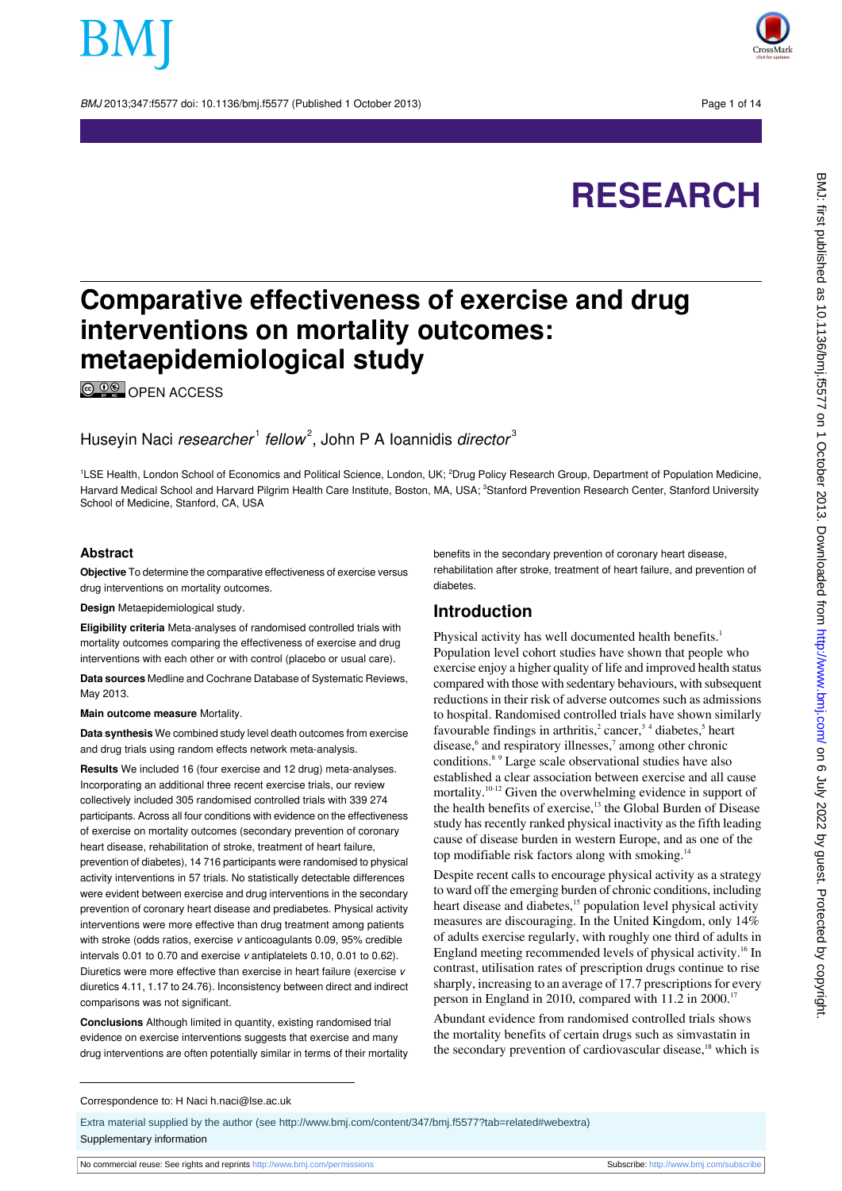# Comparative effectiveness of exercise and drug interventions on mortality outcomes: metaepidemiological study

OPEN ACCESS

Huseyin Naci *researcher*[1] *fellow*[2], John P A Ioannidis *director*[3]

[1]LSE Health, London School of Economics and Political Science, London, UK; [2]Drug Policy Research Group, Department of Population Medicine, Harvard Medical School and Harvard Pilgrim Health Care Institute, Boston, MA, USA; [3]Stanford Prevention Research Center, Stanford University School of Medicine, Stanford, CA, USA

## Abstract

**Objective** To determine the comparative effectiveness of exercise versus drug interventions on mortality outcomes.

**Design** Metaepidemiological study.

**Eligibility criteria** Meta-analyses of randomised controlled trials with mortality outcomes comparing the effectiveness of exercise and drug interventions with each other or with control (placebo or usual care).

**Data sources** Medline and Cochrane Database of Systematic Reviews, May 2013.

**Main outcome measure** Mortality.

**Data synthesis** We combined study level death outcomes from exercise and drug trials using random effects network meta-analysis.

**Results** We included 16 (four exercise and 12 drug) meta-analyses. Incorporating an additional three recent exercise trials, our review collectively included 305 randomised controlled trials with 339 274 participants. Across all four conditions with evidence on the effectiveness of exercise on mortality outcomes (secondary prevention of coronary heart disease, rehabilitation of stroke, treatment of heart failure, prevention of diabetes), 14 716 participants were randomised to physical activity interventions in 57 trials. No statistically detectable differences were evident between exercise and drug interventions in the secondary prevention of coronary heart disease and prediabetes. Physical activity interventions were more effective than drug treatment among patients with stroke (odds ratios, exercise *v* anticoagulants 0.09, 95% credible intervals 0.01 to 0.70 and exercise *v* antiplatelets 0.10, 0.01 to 0.62). Diuretics were more effective than exercise in heart failure (exercise *v* diuretics 4.11, 1.17 to 24.76). Inconsistency between direct and indirect comparisons was not significant.

**Conclusions** Although limited in quantity, existing randomised trial evidence on exercise interventions suggests that exercise and many drug interventions are often potentially similar in terms of their mortality benefits in the secondary prevention of coronary heart disease, rehabilitation after stroke, treatment of heart failure, and prevention of diabetes.

## Introduction

Physical activity has well documented health benefits.[1] Population level cohort studies have shown that people who exercise enjoy a higher quality of life and improved health status compared with those with sedentary behaviours, with subsequent reductions in their risk of adverse outcomes such as admissions to hospital. Randomised controlled trials have shown similarly favourable findings in arthritis,[2] cancer,[3 4] diabetes,[5] heart disease,[6] and respiratory illnesses,[7] among other chronic conditions.[8 9] Large scale observational studies have also established a clear association between exercise and all cause mortality.[10-12] Given the overwhelming evidence in support of the health benefits of exercise,[13] the Global Burden of Disease study has recently ranked physical inactivity as the fifth leading cause of disease burden in western Europe, and as one of the top modifiable risk factors along with smoking.[14]

Despite recent calls to encourage physical activity as a strategy to ward off the emerging burden of chronic conditions, including heart disease and diabetes,[15] population level physical activity measures are discouraging. In the United Kingdom, only 14% of adults exercise regularly, with roughly one third of adults in England meeting recommended levels of physical activity.[16] In contrast, utilisation rates of prescription drugs continue to rise sharply, increasing to an average of 17.7 prescriptions for every person in England in 2010, compared with 11.2 in 2000.[17]

Abundant evidence from randomised controlled trials shows the mortality benefits of certain drugs such as simvastatin in the secondary prevention of cardiovascular disease,[18] which is

Correspondence to: H Naci h.naci@lse.ac.uk

Extra material supplied by the author (see http://www.bmj.com/content/347/bmj.f5577?tab=related#webextra)

Supplementary information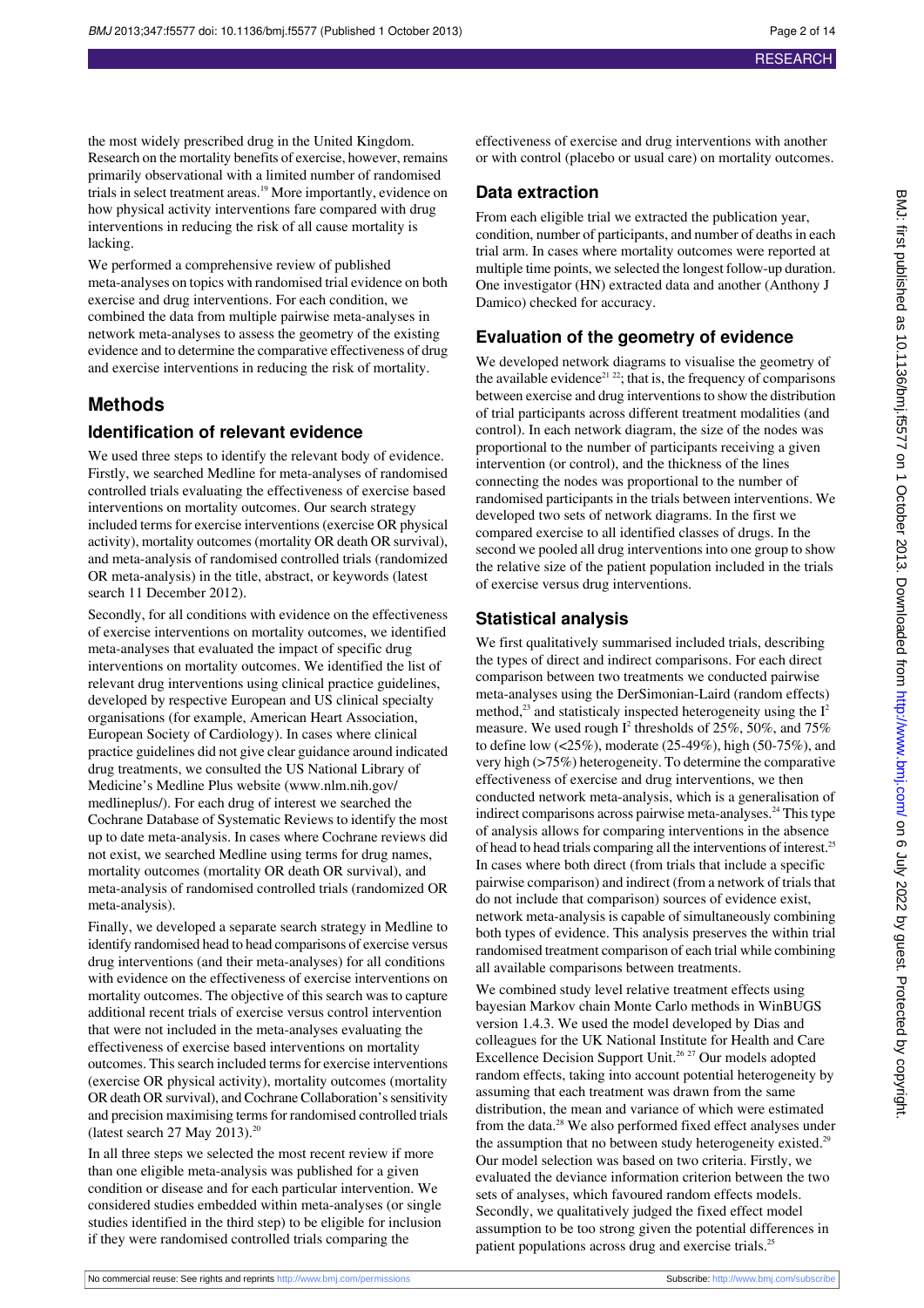the most widely prescribed drug in the United Kingdom. Research on the mortality benefits of exercise, however, remains primarily observational with a limited number of randomised trials in select treatment areas.[19] More importantly, evidence on how physical activity interventions fare compared with drug interventions in reducing the risk of all cause mortality is lacking.

We performed a comprehensive review of published meta-analyses on topics with randomised trial evidence on both exercise and drug interventions. For each condition, we combined the data from multiple pairwise meta-analyses in network meta-analyses to assess the geometry of the existing evidence and to determine the comparative effectiveness of drug and exercise interventions in reducing the risk of mortality.

## Methods

### Identification of relevant evidence

We used three steps to identify the relevant body of evidence. Firstly, we searched Medline for meta-analyses of randomised controlled trials evaluating the effectiveness of exercise based interventions on mortality outcomes. Our search strategy included terms for exercise interventions (exercise OR physical activity), mortality outcomes (mortality OR death OR survival), and meta-analysis of randomised controlled trials (randomized OR meta-analysis) in the title, abstract, or keywords (latest search 11 December 2012).

Secondly, for all conditions with evidence on the effectiveness of exercise interventions on mortality outcomes, we identified meta-analyses that evaluated the impact of specific drug interventions on mortality outcomes. We identified the list of relevant drug interventions using clinical practice guidelines, developed by respective European and US clinical specialty organisations (for example, American Heart Association, European Society of Cardiology). In cases where clinical practice guidelines did not give clear guidance around indicated drug treatments, we consulted the US National Library of Medicine's Medline Plus website (www.nlm.nih.gov/medlineplus/). For each drug of interest we searched the Cochrane Database of Systematic Reviews to identify the most up to date meta-analysis. In cases where Cochrane reviews did not exist, we searched Medline using terms for drug names, mortality outcomes (mortality OR death OR survival), and meta-analysis of randomised controlled trials (randomized OR meta-analysis).

Finally, we developed a separate search strategy in Medline to identify randomised head to head comparisons of exercise versus drug interventions (and their meta-analyses) for all conditions with evidence on the effectiveness of exercise interventions on mortality outcomes. The objective of this search was to capture additional recent trials of exercise versus control intervention that were not included in the meta-analyses evaluating the effectiveness of exercise based interventions on mortality outcomes. This search included terms for exercise interventions (exercise OR physical activity), mortality outcomes (mortality OR death OR survival), and Cochrane Collaboration's sensitivity and precision maximising terms for randomised controlled trials (latest search 27 May 2013).[20]

In all three steps we selected the most recent review if more than one eligible meta-analysis was published for a given condition or disease and for each particular intervention. We considered studies embedded within meta-analyses (or single studies identified in the third step) to be eligible for inclusion if they were randomised controlled trials comparing the effectiveness of exercise and drug interventions with another or with control (placebo or usual care) on mortality outcomes.

### Data extraction

From each eligible trial we extracted the publication year, condition, number of participants, and number of deaths in each trial arm. In cases where mortality outcomes were reported at multiple time points, we selected the longest follow-up duration. One investigator (HN) extracted data and another (Anthony J Damico) checked for accuracy.

### Evaluation of the geometry of evidence

We developed network diagrams to visualise the geometry of the available evidence[21 22]; that is, the frequency of comparisons between exercise and drug interventions to show the distribution of trial participants across different treatment modalities (and control). In each network diagram, the size of the nodes was proportional to the number of participants receiving a given intervention (or control), and the thickness of the lines connecting the nodes was proportional to the number of randomised participants in the trials between interventions. We developed two sets of network diagrams. In the first we compared exercise to all identified classes of drugs. In the second we pooled all drug interventions into one group to show the relative size of the patient population included in the trials of exercise versus drug interventions.

### Statistical analysis

We first qualitatively summarised included trials, describing the types of direct and indirect comparisons. For each direct comparison between two treatments we conducted pairwise meta-analyses using the DerSimonian-Laird (random effects) method,[23] and statisticaly inspected heterogeneity using the $I^2$ measure. We used rough $I^2$ thresholds of 25%, 50%, and 75% to define low (<25%), moderate (25-49%), high (50-75%), and very high (>75%) heterogeneity. To determine the comparative effectiveness of exercise and drug interventions, we then conducted network meta-analysis, which is a generalisation of indirect comparisons across pairwise meta-analyses.[24] This type of analysis allows for comparing interventions in the absence of head to head trials comparing all the interventions of interest.[25] In cases where both direct (from trials that include a specific pairwise comparison) and indirect (from a network of trials that do not include that comparison) sources of evidence exist, network meta-analysis is capable of simultaneously combining both types of evidence. This analysis preserves the within trial randomised treatment comparison of each trial while combining all available comparisons between treatments.

We combined study level relative treatment effects using bayesian Markov chain Monte Carlo methods in WinBUGS version 1.4.3. We used the model developed by Dias and colleagues for the UK National Institute for Health and Care Excellence Decision Support Unit.[26 27] Our models adopted random effects, taking into account potential heterogeneity by assuming that each treatment was drawn from the same distribution, the mean and variance of which were estimated from the data.[28] We also performed fixed effect analyses under the assumption that no between study heterogeneity existed.[29] Our model selection was based on two criteria. Firstly, we evaluated the deviance information criterion between the two sets of analyses, which favoured random effects models. Secondly, we qualitatively judged the fixed effect model assumption to be too strong given the potential differences in patient populations across drug and exercise trials.[25]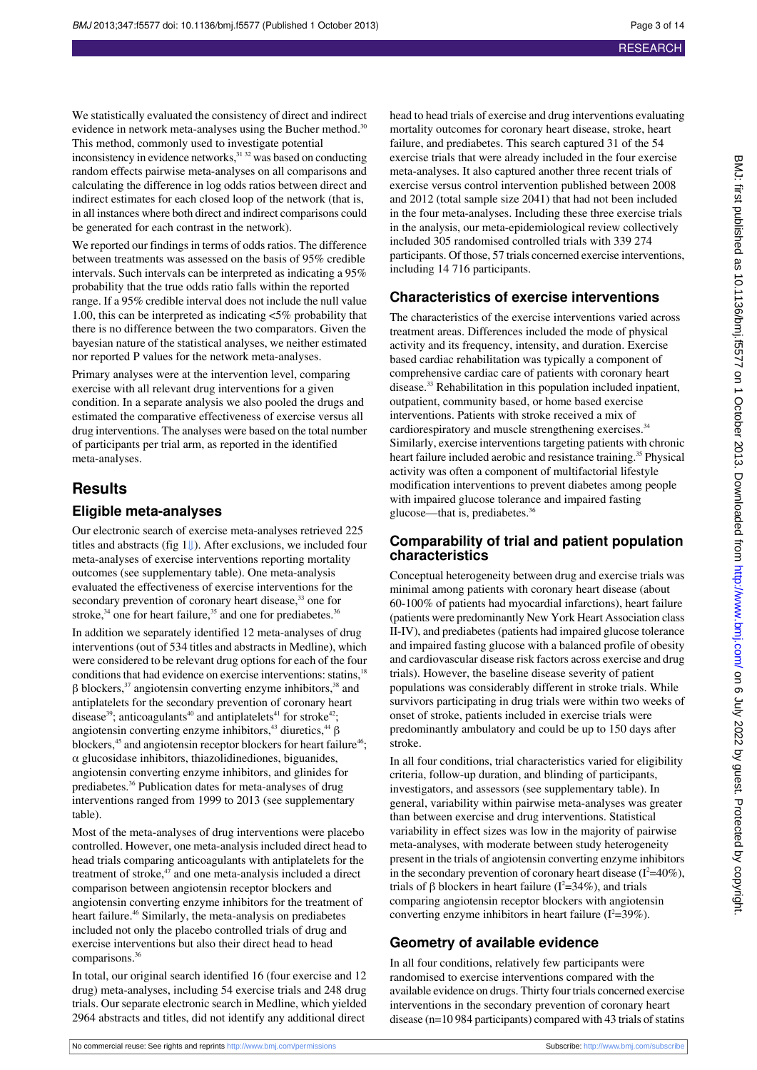We statistically evaluated the consistency of direct and indirect evidence in network meta-analyses using the Bucher method.[30] This method, commonly used to investigate potential inconsistency in evidence networks,[31 32] was based on conducting random effects pairwise meta-analyses on all comparisons and calculating the difference in log odds ratios between direct and indirect estimates for each closed loop of the network (that is, in all instances where both direct and indirect comparisons could be generated for each contrast in the network).

We reported our findings in terms of odds ratios. The difference between treatments was assessed on the basis of 95% credible intervals. Such intervals can be interpreted as indicating a 95% probability that the true odds ratio falls within the reported range. If a 95% credible interval does not include the null value 1.00, this can be interpreted as indicating <5% probability that there is no difference between the two comparators. Given the bayesian nature of the statistical analyses, we neither estimated nor reported P values for the network meta-analyses.

Primary analyses were at the intervention level, comparing exercise with all relevant drug interventions for a given condition. In a separate analysis we also pooled the drugs and estimated the comparative effectiveness of exercise versus all drug interventions. The analyses were based on the total number of participants per trial arm, as reported in the identified meta-analyses.

# Results

## Eligible meta-analyses

Our electronic search of exercise meta-analyses retrieved 225 titles and abstracts (fig 1⇓). After exclusions, we included four meta-analyses of exercise interventions reporting mortality outcomes (see supplementary table). One meta-analysis evaluated the effectiveness of exercise interventions for the secondary prevention of coronary heart disease,[33] one for stroke,[34] one for heart failure,[35] and one for prediabetes.[36]

In addition we separately identified 12 meta-analyses of drug interventions (out of 534 titles and abstracts in Medline), which were considered to be relevant drug options for each of the four conditions that had evidence on exercise interventions: statins,[18] β blockers,[37] angiotensin converting enzyme inhibitors,[38] and antiplatelets for the secondary prevention of coronary heart disease[39]; anticoagulants[40] and antiplatelets[41] for stroke[42]; angiotensin converting enzyme inhibitors,[43] diuretics,[44] β blockers,[45] and angiotensin receptor blockers for heart failure[46]; α glucosidase inhibitors, thiazolidinediones, biguanides, angiotensin converting enzyme inhibitors, and glinides for prediabetes.[36] Publication dates for meta-analyses of drug interventions ranged from 1999 to 2013 (see supplementary table).

Most of the meta-analyses of drug interventions were placebo controlled. However, one meta-analysis included direct head to head trials comparing anticoagulants with antiplatelets for the treatment of stroke,[47] and one meta-analysis included a direct comparison between angiotensin receptor blockers and angiotensin converting enzyme inhibitors for the treatment of heart failure.[46] Similarly, the meta-analysis on prediabetes included not only the placebo controlled trials of drug and exercise interventions but also their direct head to head comparisons.[36]

In total, our original search identified 16 (four exercise and 12 drug) meta-analyses, including 54 exercise trials and 248 drug trials. Our separate electronic search in Medline, which yielded 2964 abstracts and titles, did not identify any additional direct head to head trials of exercise and drug interventions evaluating mortality outcomes for coronary heart disease, stroke, heart failure, and prediabetes. This search captured 31 of the 54 exercise trials that were already included in the four exercise meta-analyses. It also captured another three recent trials of exercise versus control intervention published between 2008 and 2012 (total sample size 2041) that had not been included in the four meta-analyses. Including these three exercise trials in the analysis, our meta-epidemiological review collectively included 305 randomised controlled trials with 339 274 participants. Of those, 57 trials concerned exercise interventions, including 14 716 participants.

## Characteristics of exercise interventions

The characteristics of the exercise interventions varied across treatment areas. Differences included the mode of physical activity and its frequency, intensity, and duration. Exercise based cardiac rehabilitation was typically a component of comprehensive cardiac care of patients with coronary heart disease.[33] Rehabilitation in this population included inpatient, outpatient, community based, or home based exercise interventions. Patients with stroke received a mix of cardiorespiratory and muscle strengthening exercises.[34] Similarly, exercise interventions targeting patients with chronic heart failure included aerobic and resistance training.[35] Physical activity was often a component of multifactorial lifestyle modification interventions to prevent diabetes among people with impaired glucose tolerance and impaired fasting glucose—that is, prediabetes.[36]

## Comparability of trial and patient population characteristics

Conceptual heterogeneity between drug and exercise trials was minimal among patients with coronary heart disease (about 60-100% of patients had myocardial infarctions), heart failure (patients were predominantly New York Heart Association class II-IV), and prediabetes (patients had impaired glucose tolerance and impaired fasting glucose with a balanced profile of obesity and cardiovascular disease risk factors across exercise and drug trials). However, the baseline disease severity of patient populations was considerably different in stroke trials. While survivors participating in drug trials were within two weeks of onset of stroke, patients included in exercise trials were predominantly ambulatory and could be up to 150 days after stroke.

In all four conditions, trial characteristics varied for eligibility criteria, follow-up duration, and blinding of participants, investigators, and assessors (see supplementary table). In general, variability within pairwise meta-analyses was greater than between exercise and drug interventions. Statistical variability in effect sizes was low in the majority of pairwise meta-analyses, with moderate between study heterogeneity present in the trials of angiotensin converting enzyme inhibitors in the secondary prevention of coronary heart disease ($I^2$=40%), trials of β blockers in heart failure ($I^2$=34%), and trials comparing angiotensin receptor blockers with angiotensin converting enzyme inhibitors in heart failure ($I^2$=39%).

## Geometry of available evidence

In all four conditions, relatively few participants were randomised to exercise interventions compared with the available evidence on drugs. Thirty four trials concerned exercise interventions in the secondary prevention of coronary heart disease (n=10 984 participants) compared with 43 trials of statins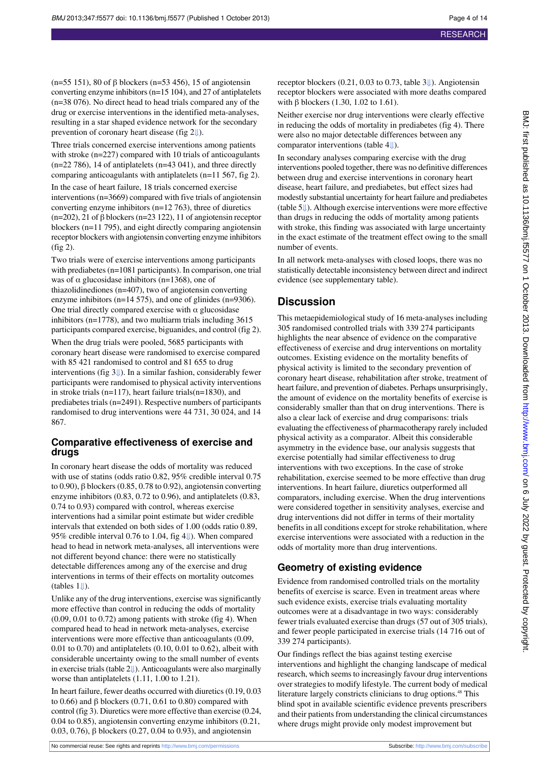(n=55 151), 80 of β blockers (n=53 456), 15 of angiotensin converting enzyme inhibitors (n=15 104), and 27 of antiplatelets (n=38 076). No direct head to head trials compared any of the drug or exercise interventions in the identified meta-analyses, resulting in a star shaped evidence network for the secondary prevention of coronary heart disease (fig 2⇓).

Three trials concerned exercise interventions among patients with stroke (n=227) compared with 10 trials of anticoagulants (n=22 786), 14 of antiplatelets (n=43 041), and three directly comparing anticoagulants with antiplatelets (n=11 567, fig 2).

In the case of heart failure, 18 trials concerned exercise interventions (n=3669) compared with five trials of angiotensin converting enzyme inhibitors (n=12 763), three of diuretics (n=202), 21 of β blockers (n=23 122), 11 of angiotensin receptor blockers (n=11 795), and eight directly comparing angiotensin receptor blockers with angiotensin converting enzyme inhibitors (fig 2).

Two trials were of exercise interventions among participants with prediabetes (n=1081 participants). In comparison, one trial was of α glucosidase inhibitors (n=1368), one of thiazolidinediones (n=407), two of angiotensin converting enzyme inhibitors (n=14 575), and one of glinides (n=9306). One trial directly compared exercise with α glucosidase inhibitors (n=1778), and two multiarm trials including 3615 participants compared exercise, biguanides, and control (fig 2).

When the drug trials were pooled, 5685 participants with coronary heart disease were randomised to exercise compared with 85 421 randomised to control and 81 655 to drug interventions (fig 3⇓). In a similar fashion, considerably fewer participants were randomised to physical activity interventions in stroke trials (n=117), heart failure trials(n=1830), and prediabetes trials (n=2491). Respective numbers of participants randomised to drug interventions were 44 731, 30 024, and 14 867.

## Comparative effectiveness of exercise and drugs

In coronary heart disease the odds of mortality was reduced with use of statins (odds ratio 0.82, 95% credible interval 0.75 to 0.90), β blockers (0.85, 0.78 to 0.92), angiotensin converting enzyme inhibitors (0.83, 0.72 to 0.96), and antiplatelets (0.83, 0.74 to 0.93) compared with control, whereas exercise interventions had a similar point estimate but wider credible intervals that extended on both sides of 1.00 (odds ratio 0.89, 95% credible interval 0.76 to 1.04, fig 4⇓). When compared head to head in network meta-analyses, all interventions were not different beyond chance: there were no statistically detectable differences among any of the exercise and drug interventions in terms of their effects on mortality outcomes (tables 1⇓).

Unlike any of the drug interventions, exercise was significantly more effective than control in reducing the odds of mortality (0.09, 0.01 to 0.72) among patients with stroke (fig 4). When compared head to head in network meta-analyses, exercise interventions were more effective than anticoagulants (0.09, 0.01 to 0.70) and antiplatelets (0.10, 0.01 to 0.62), albeit with considerable uncertainty owing to the small number of events in exercise trials (table 2⇓). Anticoagulants were also marginally worse than antiplatelets (1.11, 1.00 to 1.21).

In heart failure, fewer deaths occurred with diuretics (0.19, 0.03 to 0.66) and β blockers (0.71, 0.61 to 0.80) compared with control (fig 3). Diuretics were more effective than exercise (0.24, 0.04 to 0.85), angiotensin converting enzyme inhibitors (0.21, 0.03, 0.76), β blockers (0.27, 0.04 to 0.93), and angiotensin receptor blockers (0.21, 0.03 to 0.73, table 3⇓). Angiotensin receptor blockers were associated with more deaths compared with β blockers (1.30, 1.02 to 1.61).

Neither exercise nor drug interventions were clearly effective in reducing the odds of mortality in prediabetes (fig 4). There were also no major detectable differences between any comparator interventions (table 4⇓).

In secondary analyses comparing exercise with the drug interventions pooled together, there was no definitive differences between drug and exercise interventions in coronary heart disease, heart failure, and prediabetes, but effect sizes had modestly substantial uncertainty for heart failure and prediabetes (table 5⇓). Although exercise interventions were more effective than drugs in reducing the odds of mortality among patients with stroke, this finding was associated with large uncertainty in the exact estimate of the treatment effect owing to the small number of events.

In all network meta-analyses with closed loops, there was no statistically detectable inconsistency between direct and indirect evidence (see supplementary table).

# Discussion

This metaepidemiological study of 16 meta-analyses including 305 randomised controlled trials with 339 274 participants highlights the near absence of evidence on the comparative effectiveness of exercise and drug interventions on mortality outcomes. Existing evidence on the mortality benefits of physical activity is limited to the secondary prevention of coronary heart disease, rehabilitation after stroke, treatment of heart failure, and prevention of diabetes. Perhaps unsurprisingly, the amount of evidence on the mortality benefits of exercise is considerably smaller than that on drug interventions. There is also a clear lack of exercise and drug comparisons: trials evaluating the effectiveness of pharmacotherapy rarely included physical activity as a comparator. Albeit this considerable asymmetry in the evidence base, our analysis suggests that exercise potentially had similar effectiveness to drug interventions with two exceptions. In the case of stroke rehabilitation, exercise seemed to be more effective than drug interventions. In heart failure, diuretics outperformed all comparators, including exercise. When the drug interventions were considered together in sensitivity analyses, exercise and drug interventions did not differ in terms of their mortality benefits in all conditions except for stroke rehabilitation, where exercise interventions were associated with a reduction in the odds of mortality more than drug interventions.

## Geometry of existing evidence

Evidence from randomised controlled trials on the mortality benefits of exercise is scarce. Even in treatment areas where such evidence exists, exercise trials evaluating mortality outcomes were at a disadvantage in two ways: considerably fewer trials evaluated exercise than drugs (57 out of 305 trials), and fewer people participated in exercise trials (14 716 out of 339 274 participants).

Our findings reflect the bias against testing exercise interventions and highlight the changing landscape of medical research, which seems to increasingly favour drug interventions over strategies to modify lifestyle. The current body of medical literature largely constricts clinicians to drug options.[48] This blind spot in available scientific evidence prevents prescribers and their patients from understanding the clinical circumstances where drugs might provide only modest improvement but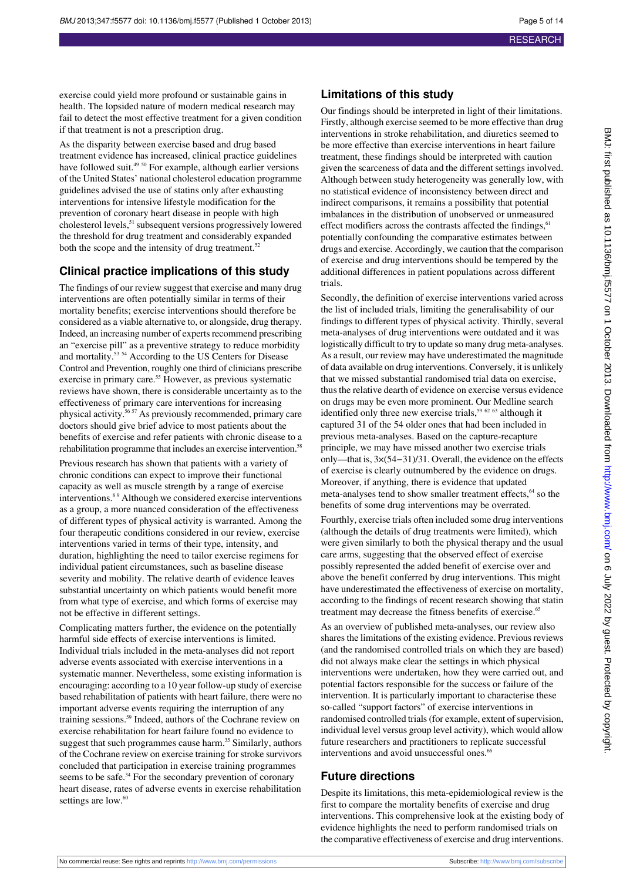exercise could yield more profound or sustainable gains in health. The lopsided nature of modern medical research may fail to detect the most effective treatment for a given condition if that treatment is not a prescription drug.

As the disparity between exercise based and drug based treatment evidence has increased, clinical practice guidelines have followed suit.[49 50] For example, although earlier versions of the United States' national cholesterol education programme guidelines advised the use of statins only after exhausting interventions for intensive lifestyle modification for the prevention of coronary heart disease in people with high cholesterol levels,[51] subsequent versions progressively lowered the threshold for drug treatment and considerably expanded both the scope and the intensity of drug treatment.[52]

## Clinical practice implications of this study

The findings of our review suggest that exercise and many drug interventions are often potentially similar in terms of their mortality benefits; exercise interventions should therefore be considered as a viable alternative to, or alongside, drug therapy. Indeed, an increasing number of experts recommend prescribing an "exercise pill" as a preventive strategy to reduce morbidity and mortality.[53 54] According to the US Centers for Disease Control and Prevention, roughly one third of clinicians prescribe exercise in primary care.[55] However, as previous systematic reviews have shown, there is considerable uncertainty as to the effectiveness of primary care interventions for increasing physical activity.[56 57] As previously recommended, primary care doctors should give brief advice to most patients about the benefits of exercise and refer patients with chronic disease to a rehabilitation programme that includes an exercise intervention.[58]

Previous research has shown that patients with a variety of chronic conditions can expect to improve their functional capacity as well as muscle strength by a range of exercise interventions.[8 9] Although we considered exercise interventions as a group, a more nuanced consideration of the effectiveness of different types of physical activity is warranted. Among the four therapeutic conditions considered in our review, exercise interventions varied in terms of their type, intensity, and duration, highlighting the need to tailor exercise regimens for individual patient circumstances, such as baseline disease severity and mobility. The relative dearth of evidence leaves substantial uncertainty on which patients would benefit more from what type of exercise, and which forms of exercise may not be effective in different settings.

Complicating matters further, the evidence on the potentially harmful side effects of exercise interventions is limited. Individual trials included in the meta-analyses did not report adverse events associated with exercise interventions in a systematic manner. Nevertheless, some existing information is encouraging: according to a 10 year follow-up study of exercise based rehabilitation of patients with heart failure, there were no important adverse events requiring the interruption of any training sessions.[59] Indeed, authors of the Cochrane review on exercise rehabilitation for heart failure found no evidence to suggest that such programmes cause harm.[35] Similarly, authors of the Cochrane review on exercise training for stroke survivors concluded that participation in exercise training programmes seems to be safe.[34] For the secondary prevention of coronary heart disease, rates of adverse events in exercise rehabilitation settings are low.[60]

## Limitations of this study

Our findings should be interpreted in light of their limitations. Firstly, although exercise seemed to be more effective than drug interventions in stroke rehabilitation, and diuretics seemed to be more effective than exercise interventions in heart failure treatment, these findings should be interpreted with caution given the scarceness of data and the different settings involved. Although between study heterogeneity was generally low, with no statistical evidence of inconsistency between direct and indirect comparisons, it remains a possibility that potential imbalances in the distribution of unobserved or unmeasured effect modifiers across the contrasts affected the findings,[61] potentially confounding the comparative estimates between drugs and exercise. Accordingly, we caution that the comparison of exercise and drug interventions should be tempered by the additional differences in patient populations across different trials.

Secondly, the definition of exercise interventions varied across the list of included trials, limiting the generalisability of our findings to different types of physical activity. Thirdly, several meta-analyses of drug interventions were outdated and it was logistically difficult to try to update so many drug meta-analyses. As a result, our review may have underestimated the magnitude of data available on drug interventions. Conversely, it is unlikely that we missed substantial randomised trial data on exercise, thus the relative dearth of evidence on exercise versus evidence on drugs may be even more prominent. Our Medline search identified only three new exercise trials,[59 62 63] although it captured 31 of the 54 older ones that had been included in previous meta-analyses. Based on the capture-recapture principle, we may have missed another two exercise trials only—that is, $3\times(54-31)/31$. Overall, the evidence on the effects of exercise is clearly outnumbered by the evidence on drugs. Moreover, if anything, there is evidence that updated meta-analyses tend to show smaller treatment effects,[64] so the benefits of some drug interventions may be overrated.

Fourthly, exercise trials often included some drug interventions (although the details of drug treatments were limited), which were given similarly to both the physical therapy and the usual care arms, suggesting that the observed effect of exercise possibly represented the added benefit of exercise over and above the benefit conferred by drug interventions. This might have underestimated the effectiveness of exercise on mortality, according to the findings of recent research showing that statin treatment may decrease the fitness benefits of exercise.[65]

As an overview of published meta-analyses, our review also shares the limitations of the existing evidence. Previous reviews (and the randomised controlled trials on which they are based) did not always make clear the settings in which physical interventions were undertaken, how they were carried out, and potential factors responsible for the success or failure of the intervention. It is particularly important to characterise these so-called "support factors" of exercise interventions in randomised controlled trials (for example, extent of supervision, individual level versus group level activity), which would allow future researchers and practitioners to replicate successful interventions and avoid unsuccessful ones.[66]

## Future directions

Despite its limitations, this meta-epidemiological review is the first to compare the mortality benefits of exercise and drug interventions. This comprehensive look at the existing body of evidence highlights the need to perform randomised trials on the comparative effectiveness of exercise and drug interventions.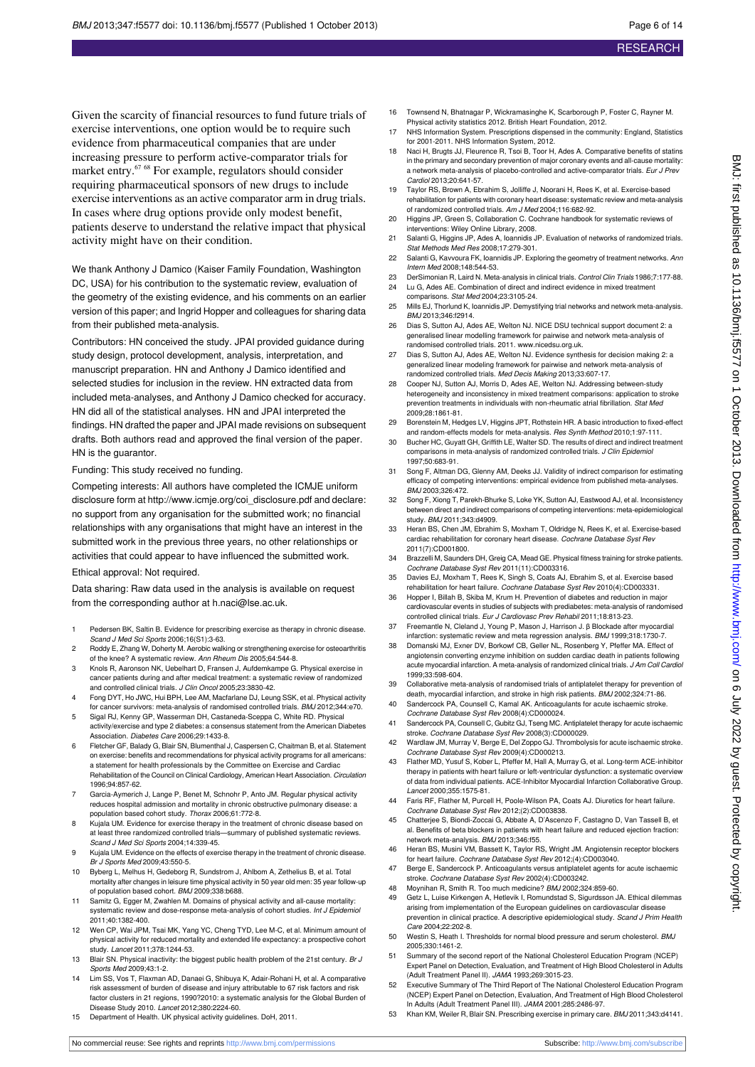Given the scarcity of financial resources to fund future trials of exercise interventions, one option would be to require such evidence from pharmaceutical companies that are under increasing pressure to perform active-comparator trials for market entry.[67 68] For example, regulators should consider requiring pharmaceutical sponsors of new drugs to include exercise interventions as an active comparator arm in drug trials. In cases where drug options provide only modest benefit, patients deserve to understand the relative impact that physical activity might have on their condition.

We thank Anthony J Damico (Kaiser Family Foundation, Washington DC, USA) for his contribution to the systematic review, evaluation of the geometry of the existing evidence, and his comments on an earlier version of this paper; and Ingrid Hopper and colleagues for sharing data from their published meta-analysis.

Contributors: HN conceived the study. JPAI provided guidance during study design, protocol development, analysis, interpretation, and manuscript preparation. HN and Anthony J Damico identified and selected studies for inclusion in the review. HN extracted data from included meta-analyses, and Anthony J Damico checked for accuracy. HN did all of the statistical analyses. HN and JPAI interpreted the findings. HN drafted the paper and JPAI made revisions on subsequent drafts. Both authors read and approved the final version of the paper. HN is the guarantor.

Funding: This study received no funding.

Competing interests: All authors have completed the ICMJE uniform disclosure form at http://www.icmje.org/coi_disclosure.pdf and declare: no support from any organisation for the submitted work; no financial relationships with any organisations that might have an interest in the submitted work in the previous three years, no other relationships or activities that could appear to have influenced the submitted work.

Ethical approval: Not required.

Data sharing: Raw data used in the analysis is available on request from the corresponding author at h.naci@lse.ac.uk.

1. Pedersen BK, Saltin B. Evidence for prescribing exercise as therapy in chronic disease. *Scand J Med Sci Sports* 2006;16(S1):3-63.
2. Roddy E, Zhang W, Doherty M. Aerobic walking or strengthening exercise for osteoarthritis of the knee? A systematic review. *Ann Rheum Dis* 2005;64:544-8.
3. Knols R, Aaronson NK, Uebelhart D, Fransen J, Aufdemkampe G. Physical exercise in cancer patients during and after medical treatment: a systematic review of randomized and controlled clinical trials. *J Clin Oncol* 2005;23:3830-42.
4. Fong DYT, Ho JWC, Hui BPH, Lee AM, Macfarlane DJ, Leung SSK, et al. Physical activity for cancer survivors: meta-analysis of randomised controlled trials. *BMJ* 2012;344:e70.
5. Sigal RJ, Kenny GP, Wasserman DH, Castaneda-Sceppa C, White RD. Physical activity/exercise and type 2 diabetes: a consensus statement from the American Diabetes Association. *Diabetes Care* 2006;29:1433-8.
6. Fletcher GF, Balady G, Blair SN, Blumenthal J, Caspersen C, Chaitman B, et al. Statement on exercise: benefits and recommendations for physical activity programs for all americans: a statement for health professionals by the Committee on Exercise and Cardiac Rehabilitation of the Council on Clinical Cardiology, American Heart Association. *Circulation* 1996;94:857-62.
7. Garcia-Aymerich J, Lange P, Benet M, Schnohr P, Anto JM. Regular physical activity reduces hospital admission and mortality in chronic obstructive pulmonary disease: a population based cohort study. *Thorax* 2006;61:772-8.
8. Kujala UM. Evidence for exercise therapy in the treatment of chronic disease based on at least three randomized controlled trials—summary of published systematic reviews. *Scand J Med Sci Sports* 2004;14:339-45.
9. Kujala UM. Evidence on the effects of exercise therapy in the treatment of chronic disease. *Br J Sports Med* 2009;43:550-5.
10. Byberg L, Melhus H, Gedeborg R, Sundstrom J, Ahlbom A, Zethelius B, et al. Total mortality after changes in leisure time physical activity in 50 year old men: 35 year follow-up of population based cohort. *BMJ* 2009;338:b688.
11. Samitz G, Egger M, Zwahlen M. Domains of physical activity and all-cause mortality: systematic review and dose-response meta-analysis of cohort studies. *Int J Epidemiol* 2011;40:1382-400.
12. Wen CP, Wai JPM, Tsai MK, Yang YC, Cheng TYD, Lee M-C, et al. Minimum amount of physical activity for reduced mortality and extended life expectancy: a prospective cohort study. *Lancet* 2011;378:1244-53.
13. Blair SN. Physical inactivity: the biggest public health problem of the 21st century. *Br J Sports Med* 2009;43:1-2.
14. Lim SS, Vos T, Flaxman AD, Danaei G, Shibuya K, Adair-Rohani H, et al. A comparative risk assessment of burden of disease and injury attributable to 67 risk factors and risk factor clusters in 21 regions, 1990?2010: a systematic analysis for the Global Burden of Disease Study 2010. *Lancet* 2012;380:2224-60.
15. Department of Health. UK physical activity guidelines. DoH, 2011.
16. Townsend N, Bhatnagar P, Wickramasinghe K, Scarborough P, Foster C, Rayner M. Physical activity statistics 2012. British Heart Foundation, 2012.
17. NHS Information System. Prescriptions dispensed in the community: England, Statistics for 2001-2011. NHS Information System, 2012.
18. Naci H, Brugts JJ, Fleurence R, Tsoi B, Toor H, Ades A. Comparative benefits of statins in the primary and secondary prevention of major coronary events and all-cause mortality: a network meta-analysis of placebo-controlled and active-comparator trials. *Eur J Prev Cardiol* 2013;20:641-57.
19. Taylor RS, Brown A, Ebrahim S, Jolliffe J, Noorani H, Rees K, et al. Exercise-based rehabilitation for patients with coronary heart disease: systematic review and meta-analysis of randomized controlled trials. *Am J Med* 2004;116:682-92.
20. Higgins JP, Green S, Collaboration C. Cochrane handbook for systematic reviews of interventions: Wiley Online Library, 2008.
21. Salanti G, Higgins JP, Ades A, Ioannidis JP. Evaluation of networks of randomized trials. *Stat Methods Med Res* 2008;17:279-301.
22. Salanti G, Kavvoura FK, Ioannidis JP. Exploring the geometry of treatment networks. *Ann Intern Med* 2008;148:544-53.
23. DerSimonian R, Laird N. Meta-analysis in clinical trials. *Control Clin Trials* 1986;7:177-88.
24. Lu G, Ades AE. Combination of direct and indirect evidence in mixed treatment comparisons. *Stat Med* 2004;23:3105-24.
25. Mills EJ, Thorlund K, Ioannidis JP. Demystifying trial networks and network meta-analysis. *BMJ* 2013;346:f2914.
26. Dias S, Sutton AJ, Ades AE, Welton NJ. NICE DSU technical support document 2: a generalised linear modelling framework for pairwise and network meta-analysis of randomised controlled trials. 2011. www.nicedsu.org.uk.
27. Dias S, Sutton AJ, Ades AE, Welton NJ. Evidence synthesis for decision making 2: a generalized linear modeling framework for pairwise and network meta-analysis of randomized controlled trials. *Med Decis Making* 2013;33:607-17.
28. Cooper NJ, Sutton AJ, Morris D, Ades AE, Welton NJ. Addressing between-study heterogeneity and inconsistency in mixed treatment comparisons: application to stroke prevention treatments in individuals with non-rheumatic atrial fibrillation. *Stat Med* 2009;28:1861-81.
29. Borenstein M, Hedges LV, Higgins JPT, Rothstein HR. A basic introduction to fixed-effect and random-effects models for meta-analysis. *Res Synth Method* 2010;1:97-111.
30. Bucher HC, Guyatt GH, Griffith LE, Walter SD. The results of direct and indirect treatment comparisons in meta-analysis of randomized controlled trials. *J Clin Epidemiol* 1997;50:683-91.
31. Song F, Altman DG, Glenny AM, Deeks JJ. Validity of indirect comparison for estimating efficacy of competing interventions: empirical evidence from published meta-analyses. *BMJ* 2003;326:472.
32. Song F, Xiong T, Parekh-Bhurke S, Loke YK, Sutton AJ, Eastwood AJ, et al. Inconsistency between direct and indirect comparisons of competing interventions: meta-epidemiological study. *BMJ* 2011;343:d4909.
33. Heran BS, Chen JM, Ebrahim S, Moxham T, Oldridge N, Rees K, et al. Exercise-based cardiac rehabilitation for coronary heart disease. *Cochrane Database Syst Rev* 2011(7):CD001800.
34. Brazzelli M, Saunders DH, Greig CA, Mead GE. Physical fitness training for stroke patients. *Cochrane Database Syst Rev* 2011(11):CD003316.
35. Davies EJ, Moxham T, Rees K, Singh S, Coats AJ, Ebrahim S, et al. Exercise based rehabilitation for heart failure. *Cochrane Database Syst Rev* 2010(4):CD003331.
36. Hopper I, Billah B, Skiba M, Krum H. Prevention of diabetes and reduction in major cardiovascular events in studies of subjects with prediabetes: meta-analysis of randomised controlled trials. *Eur J Cardiovasc Prev Rehabil* 2011;18:813-23.
37. Freemantle N, Cleland J, Young P, Mason J, Harrison J. β Blockade after myocardial infarction: systematic review and meta regression analysis. *BMJ* 1999;318:1730-7.
38. Domanski MJ, Exner DV, Borkowf CB, Geller NL, Rosenberg Y, Pfeffer MA. Effect of angiotensin converting enzyme inhibition on sudden cardiac death in patients following acute myocardial infarction. A meta-analysis of randomized clinical trials. *J Am Coll Cardiol* 1999;33:598-604.
39. Collaborative meta-analysis of randomised trials of antiplatelet therapy for prevention of death, myocardial infarction, and stroke in high risk patients. *BMJ* 2002;324:71-86.
40. Sandercock PA, Counsell C, Kamal AK. Anticoagulants for acute ischaemic stroke. *Cochrane Database Syst Rev* 2008(4):CD000024.
41. Sandercock PA, Counsell C, Gubitz GJ, Tseng MC. Antiplatelet therapy for acute ischaemic stroke. *Cochrane Database Syst Rev* 2008(3):CD000029.
42. Wardlaw JM, Murray V, Berge E, Del Zoppo GJ. Thrombolysis for acute ischaemic stroke. *Cochrane Database Syst Rev* 2009(4):CD000213.
43. Flather MD, Yusuf S, Kober L, Pfeffer M, Hall A, Murray G, et al. Long-term ACE-inhibitor therapy in patients with heart failure or left-ventricular dysfunction: a systematic overview of data from individual patients. ACE-Inhibitor Myocardial Infarction Collaborative Group. *Lancet* 2000;355:1575-81.
44. Faris RF, Flather M, Purcell H, Poole-Wilson PA, Coats AJ. Diuretics for heart failure. *Cochrane Database Syst Rev* 2012;(2):CD003838.
45. Chatterjee S, Biondi-Zoccai G, Abbate A, D'Ascenzo F, Castagno D, Van Tassell B, et al. Benefits of beta blockers in patients with heart failure and reduced ejection fraction: network meta-analysis. *BMJ* 2013;346:f55.
46. Heran BS, Musini VM, Bassett K, Taylor RS, Wright JM. Angiotensin receptor blockers for heart failure. *Cochrane Database Syst Rev* 2012;(4):CD003040.
47. Berge E, Sandercock P. Anticoagulants versus antiplatelet agents for acute ischaemic stroke. *Cochrane Database Syst Rev* 2002(4):CD003242.
48. Moynihan R, Smith R. Too much medicine? *BMJ* 2002;324:859-60.
49. Getz L, Luise Kirkengen A, Hetlevik I, Romundstad S, Sigurdsson JA. Ethical dilemmas arising from implementation of the European guidelines on cardiovascular disease prevention in clinical practice. A descriptive epidemiological study. *Scand J Prim Health Care* 2004;22:202-8.
50. Westin S, Heath I. Thresholds for normal blood pressure and serum cholesterol. *BMJ* 2005;330:1461-2.
51. Summary of the second report of the National Cholesterol Education Program (NCEP) Expert Panel on Detection, Evaluation, and Treatment of High Blood Cholesterol in Adults (Adult Treatment Panel II). *JAMA* 1993;269:3015-23.
52. Executive Summary of The Third Report of The National Cholesterol Education Program (NCEP) Expert Panel on Detection, Evaluation, And Treatment of High Blood Cholesterol In Adults (Adult Treatment Panel III). *JAMA* 2001;285:2486-97.
53. Khan KM, Weiler R, Blair SN. Prescribing exercise in primary care. *BMJ* 2011;343:d4141.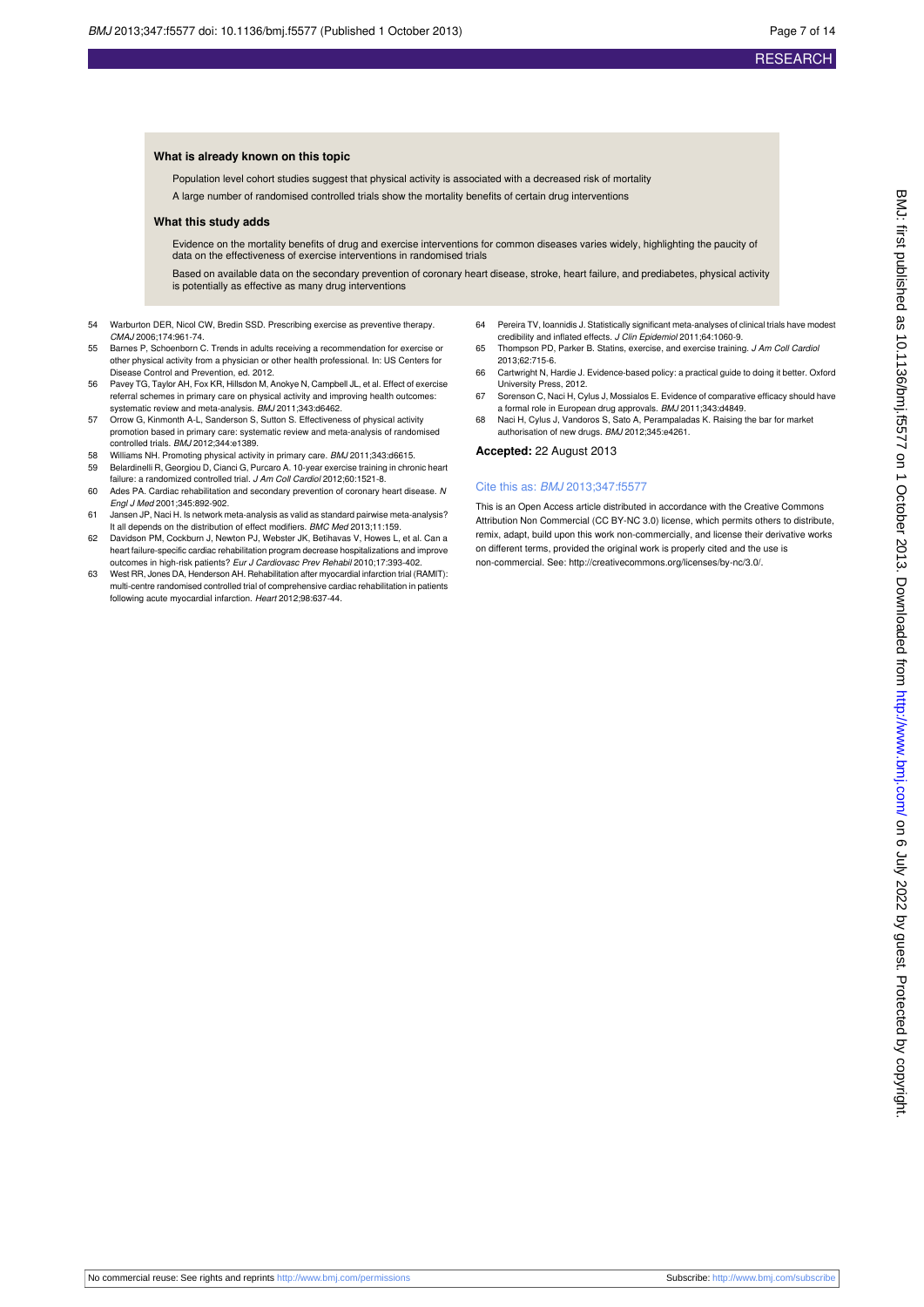### What is already known on this topic

Population level cohort studies suggest that physical activity is associated with a decreased risk of mortality

A large number of randomised controlled trials show the mortality benefits of certain drug interventions

### What this study adds

Evidence on the mortality benefits of drug and exercise interventions for common diseases varies widely, highlighting the paucity of data on the effectiveness of exercise interventions in randomised trials

Based on available data on the secondary prevention of coronary heart disease, stroke, heart failure, and prediabetes, physical activity is potentially as effective as many drug interventions

54 Warburton DER, Nicol CW, Bredin SSD. Prescribing exercise as preventive therapy. *CMAJ* 2006;174:961-74.

55 Barnes P, Schoenborn C. Trends in adults receiving a recommendation for exercise or other physical activity from a physician or other health professional. In: US Centers for Disease Control and Prevention, ed. 2012.

56 Pavey TG, Taylor AH, Fox KR, Hillsdon M, Anokye N, Campbell JL, et al. Effect of exercise referral schemes in primary care on physical activity and improving health outcomes: systematic review and meta-analysis. *BMJ* 2011;343:d6462.

57 Orrow G, Kinmonth A-L, Sanderson S, Sutton S. Effectiveness of physical activity promotion based in primary care: systematic review and meta-analysis of randomised controlled trials. *BMJ* 2012;344:e1389.

58 Williams NH. Promoting physical activity in primary care. *BMJ* 2011;343:d6615.

59 Belardinelli R, Georgiou D, Cianci G, Purcaro A. 10-year exercise training in chronic heart failure: a randomized controlled trial. *J Am Coll Cardiol* 2012;60:1521-8.

60 Ades PA. Cardiac rehabilitation and secondary prevention of coronary heart disease. *N Engl J Med* 2001;345:892-902.

61 Jansen JP, Naci H. Is network meta-analysis as valid as standard pairwise meta-analysis? It all depends on the distribution of effect modifiers. *BMC Med* 2013;11:159.

62 Davidson PM, Cockburn J, Newton PJ, Webster JK, Betihavas V, Howes L, et al. Can a heart failure-specific cardiac rehabilitation program decrease hospitalizations and improve outcomes in high-risk patients? *Eur J Cardiovasc Prev Rehabil* 2010;17:393-402.

63 West RR, Jones DA, Henderson AH. Rehabilitation after myocardial infarction trial (RAMIT): multi-centre randomised controlled trial of comprehensive cardiac rehabilitation in patients following acute myocardial infarction. *Heart* 2012;98:637-44.

64 Pereira TV, Ioannidis J. Statistically significant meta-analyses of clinical trials have modest credibility and inflated effects. *J Clin Epidemiol* 2011;64:1060-9.

65 Thompson PD, Parker B. Statins, exercise, and exercise training. *J Am Coll Cardiol* 2013;62:715-6.

66 Cartwright N, Hardie J. Evidence-based policy: a practical guide to doing it better. Oxford University Press, 2012.

67 Sorenson C, Naci H, Cylus J, Mossialos E. Evidence of comparative efficacy should have a formal role in European drug approvals. *BMJ* 2011;343:d4849.

68 Naci H, Cylus J, Vandoros S, Sato A, Perampaladas K. Raising the bar for market authorisation of new drugs. *BMJ* 2012;345:e4261.

**Accepted:** 22 August 2013

Cite this as: *BMJ* 2013;347:f5577

This is an Open Access article distributed in accordance with the Creative Commons Attribution Non Commercial (CC BY-NC 3.0) license, which permits others to distribute, remix, adapt, build upon this work non-commercially, and license their derivative works on different terms, provided the original work is properly cited and the use is non-commercial. See: http://creativecommons.org/licenses/by-nc/3.0/.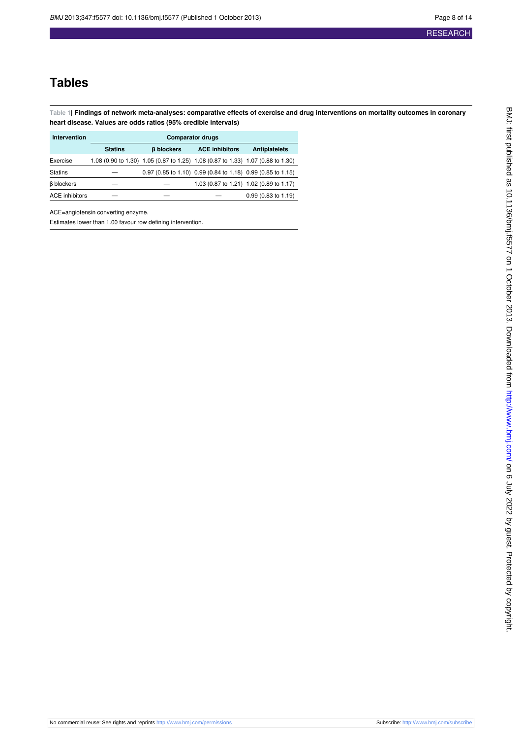# Tables

**Table 1| Findings of network meta-analyses: comparative effects of exercise and drug interventions on mortality outcomes in coronary heart disease. Values are odds ratios (95% credible intervals)**

| Intervention | Comparator drugs | | | |
|---|---|---|---|---|
| | **Statins** | **β blockers** | **ACE inhibitors** | **Antiplatelets** |
| Exercise | 1.08 (0.90 to 1.30) | 1.05 (0.87 to 1.25) | 1.08 (0.87 to 1.33) | 1.07 (0.88 to 1.30) |
| Statins | — | 0.97 (0.85 to 1.10) | 0.99 (0.84 to 1.18) | 0.99 (0.85 to 1.15) |
| β blockers | — | — | 1.03 (0.87 to 1.21) | 1.02 (0.89 to 1.17) |
| ACE inhibitors | — | — | — | 0.99 (0.83 to 1.19) |

ACE=angiotensin converting enzyme.

Estimates lower than 1.00 favour row defining intervention.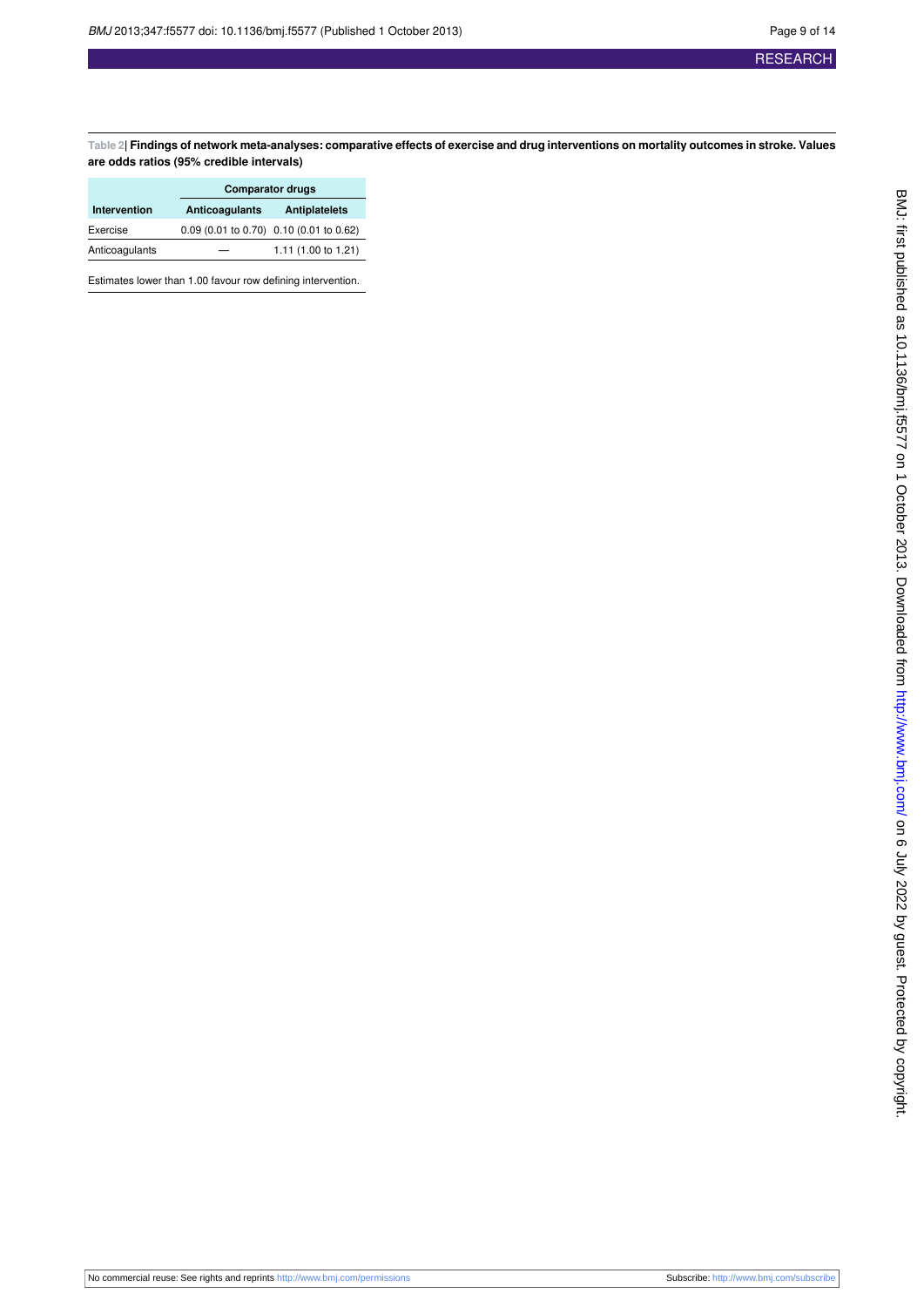**Table 2| Findings of network meta-analyses: comparative effects of exercise and drug interventions on mortality outcomes in stroke. Values are odds ratios (95% credible intervals)**

| | Comparator drugs | |
|---|---|---|
| **Intervention** | **Anticoagulants** | **Antiplatelets** |
| Exercise | 0.09 (0.01 to 0.70) | 0.10 (0.01 to 0.62) |
| Anticoagulants | — | 1.11 (1.00 to 1.21) |

Estimates lower than 1.00 favour row defining intervention.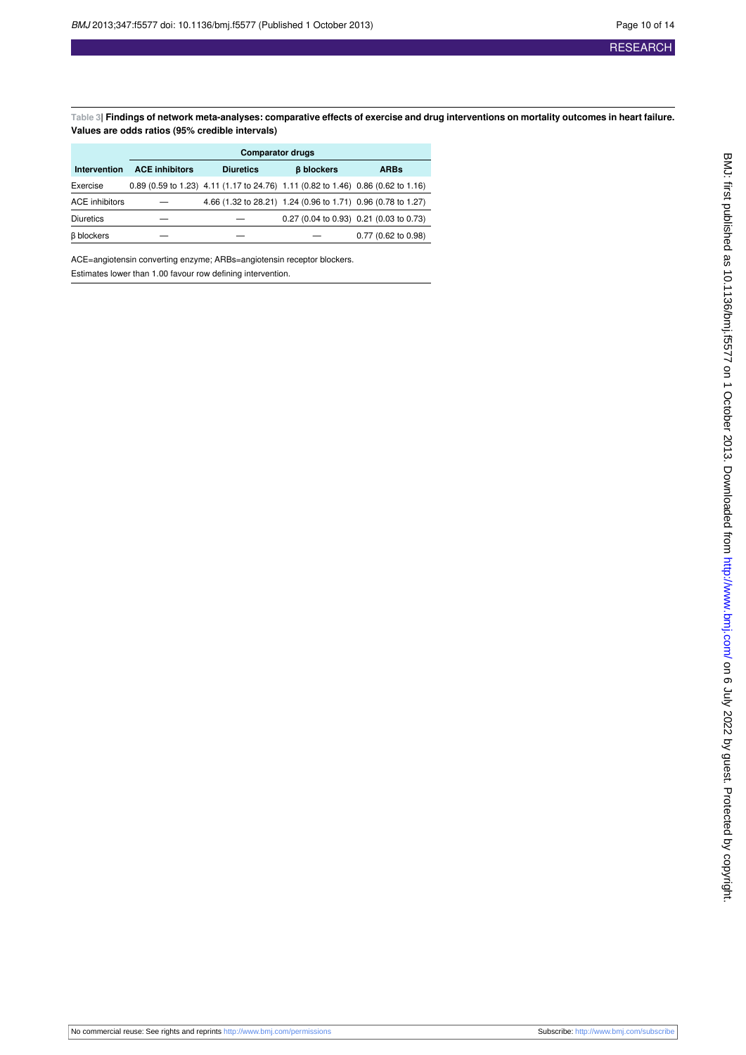**Table 3| Findings of network meta-analyses: comparative effects of exercise and drug interventions on mortality outcomes in heart failure. Values are odds ratios (95% credible intervals)**

| | Comparator drugs | | | |
|---|---|---|---|---|
| Intervention | ACE inhibitors | Diuretics | β blockers | ARBs |
| Exercise | 0.89 (0.59 to 1.23) | 4.11 (1.17 to 24.76) | 1.11 (0.82 to 1.46) | 0.86 (0.62 to 1.16) |
| ACE inhibitors | — | 4.66 (1.32 to 28.21) | 1.24 (0.96 to 1.71) | 0.96 (0.78 to 1.27) |
| Diuretics | — | — | 0.27 (0.04 to 0.93) | 0.21 (0.03 to 0.73) |
| β blockers | — | — | — | 0.77 (0.62 to 0.98) |

ACE=angiotensin converting enzyme; ARBs=angiotensin receptor blockers.

Estimates lower than 1.00 favour row defining intervention.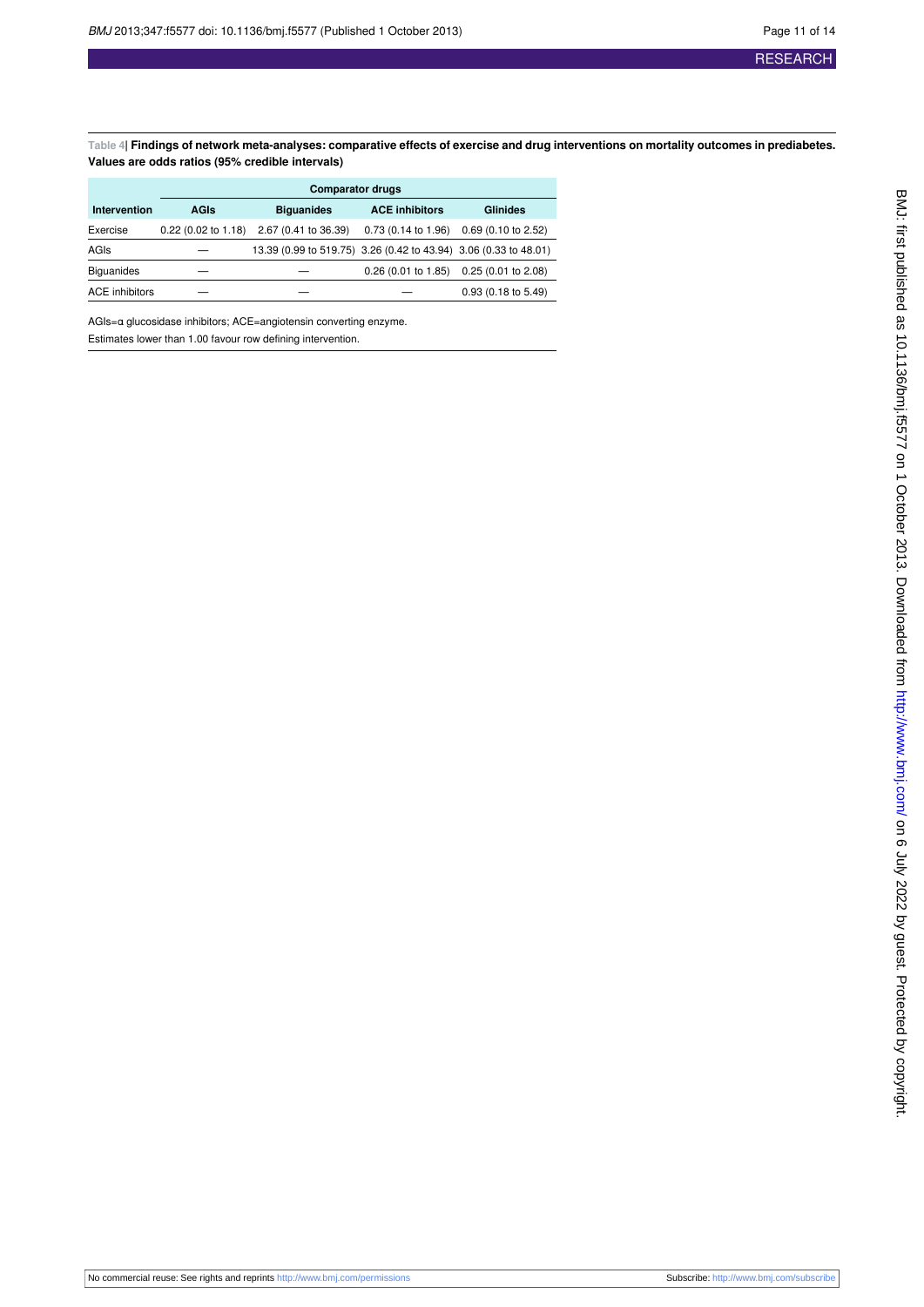Table 4| **Findings of network meta-analyses: comparative effects of exercise and drug interventions on mortality outcomes in prediabetes. Values are odds ratios (95% credible intervals)**

| | Comparator drugs | | | |
|---|---|---|---|---|
| **Intervention** | **AGIs** | **Biguanides** | **ACE inhibitors** | **Glinides** |
| Exercise | 0.22 (0.02 to 1.18) | 2.67 (0.41 to 36.39) | 0.73 (0.14 to 1.96) | 0.69 (0.10 to 2.52) |
| AGIs | — | 13.39 (0.99 to 519.75) | 3.26 (0.42 to 43.94) | 3.06 (0.33 to 48.01) |
| Biguanides | — | — | 0.26 (0.01 to 1.85) | 0.25 (0.01 to 2.08) |
| ACE inhibitors | — | — | — | 0.93 (0.18 to 5.49) |

AGIs=α glucosidase inhibitors; ACE=angiotensin converting enzyme.

Estimates lower than 1.00 favour row defining intervention.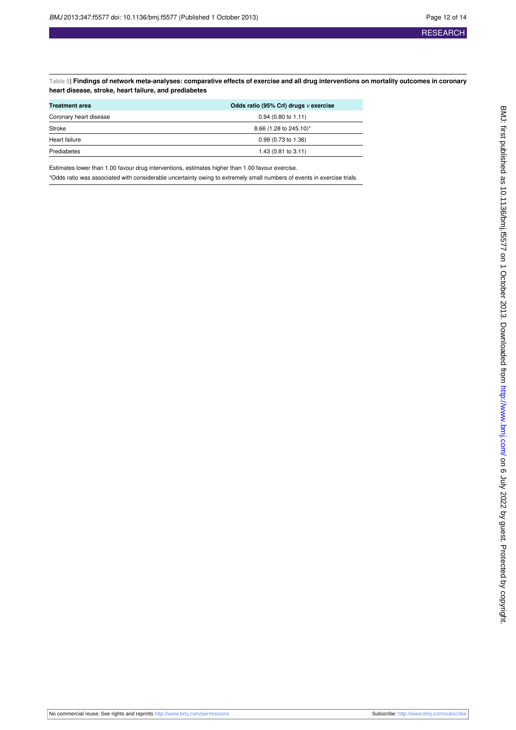**Table 5| Findings of network meta-analyses: comparative effects of exercise and all drug interventions on mortality outcomes in coronary heart disease, stroke, heart failure, and prediabetes**

| Treatment area | Odds ratio (95% CrI) drugs *v* exercise |
|---|---|
| Coronary heart disease | 0.94 (0.80 to 1.11) |
| Stroke | 8.66 (1.28 to 245.10)* |
| Heart failure | 0.99 (0.73 to 1.36) |
| Prediabetes | 1.43 (0.81 to 3.11) |

Estimates lower than 1.00 favour drug interventions, estimates higher than 1.00 favour exercise.

*Odds ratio was associated with considerable uncertainty owing to extremely small numbers of events in exercise trials.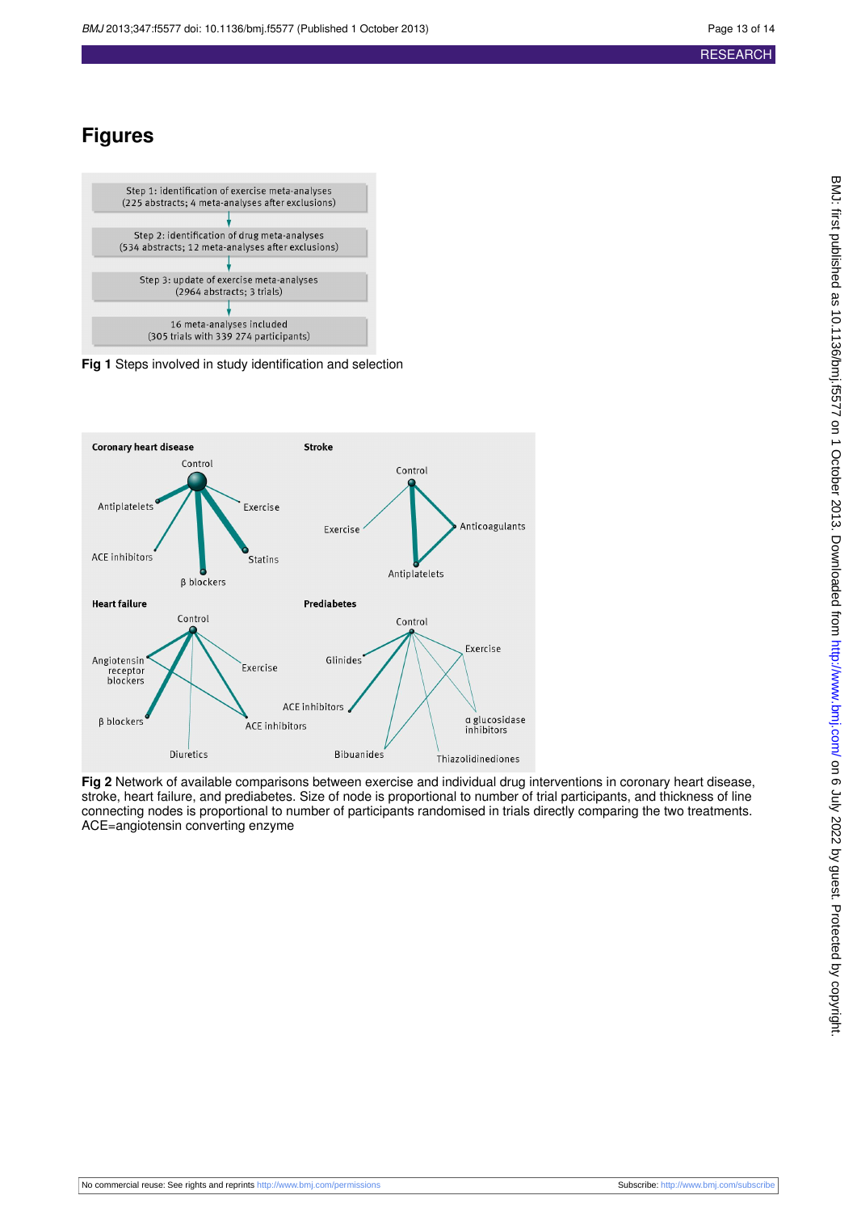# Figures

Step 1: identification of exercise meta-analyses
(225 abstracts; 4 meta-analyses after exclusions)

↓

Step 2: identification of drug meta-analyses
(534 abstracts; 12 meta-analyses after exclusions)

↓

Step 3: update of exercise meta-analyses
(2964 abstracts; 3 trials)

↓

16 meta-analyses included
(305 trials with 339 274 participants)

**Fig 1** Steps involved in study identification and selection

**Fig 2** Network of available comparisons between exercise and individual drug interventions in coronary heart disease, stroke, heart failure, and prediabetes. Size of node is proportional to number of trial participants, and thickness of line connecting nodes is proportional to number of participants randomised in trials directly comparing the two treatments. ACE=angiotensin converting enzyme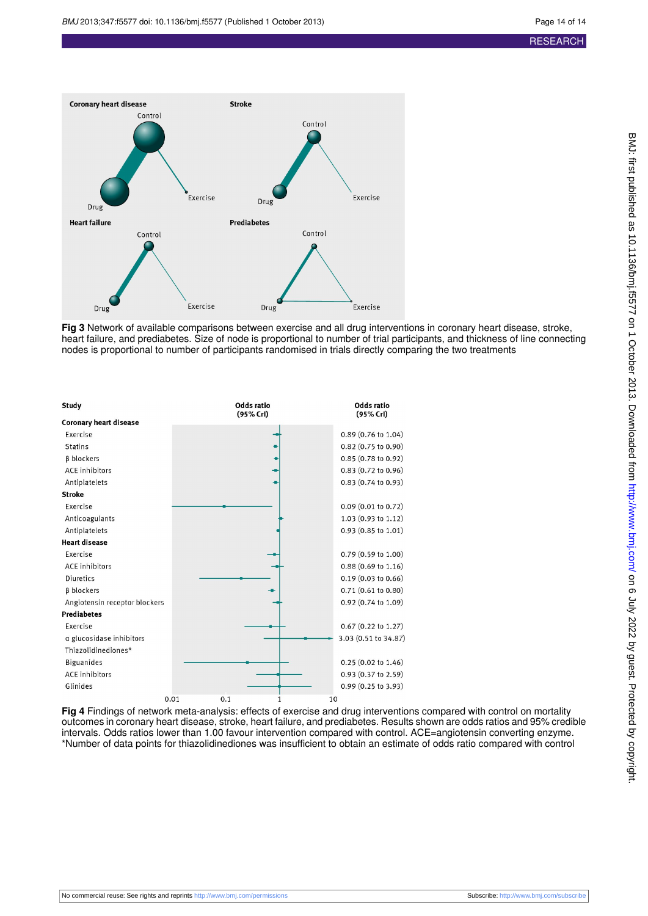Coronary heart disease

Control

Drug

Exercise

Stroke

Control

Drug

Exercise

Heart failure

Control

Drug

Exercise

Prediabetes

Control

Drug

Exercise

**Fig 3** Network of available comparisons between exercise and all drug interventions in coronary heart disease, stroke, heart failure, and prediabetes. Size of node is proportional to number of trial participants, and thickness of line connecting nodes is proportional to number of participants randomised in trials directly comparing the two treatments

Study

Odds ratio (95% CrI)

Odds ratio (95% CrI)

**Coronary heart disease**

Exercise 0.89 (0.76 to 1.04)

Statins 0.82 (0.75 to 0.90)

β blockers 0.85 (0.78 to 0.92)

ACE inhibitors 0.83 (0.72 to 0.96)

Antiplatelets 0.83 (0.74 to 0.93)

**Stroke**

Exercise 0.09 (0.01 to 0.72)

Anticoagulants 1.03 (0.93 to 1.12)

Antiplatelets 0.93 (0.85 to 1.01)

**Heart disease**

Exercise 0.79 (0.59 to 1.00)

ACE inhibitors 0.88 (0.69 to 1.16)

Diuretics 0.19 (0.03 to 0.66)

β blockers 0.71 (0.61 to 0.80)

Angiotensin receptor blockers 0.92 (0.74 to 1.09)

**Prediabetes**

Exercise 0.67 (0.22 to 1.27)

α glucosidase inhibitors 3.03 (0.51 to 34.87)

Thiazolidinediones*

Biguanides 0.25 (0.02 to 1.46)

ACE inhibitors 0.93 (0.37 to 2.59)

Glinides 0.99 (0.25 to 3.93)

0.01 0.1 1 10

**Fig 4** Findings of network meta-analysis: effects of exercise and drug interventions compared with control on mortality outcomes in coronary heart disease, stroke, heart failure, and prediabetes. Results shown are odds ratios and 95% credible intervals. Odds ratios lower than 1.00 favour intervention compared with control. ACE=angiotensin converting enzyme. *Number of data points for thiazolidinediones was insufficient to obtain an estimate of odds ratio compared with control